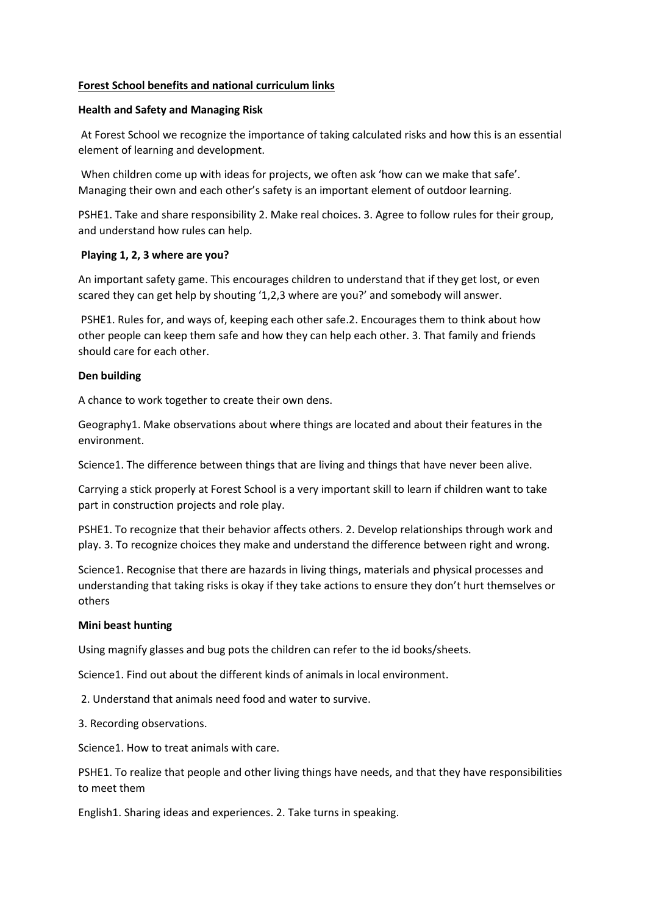**Forest School benefits and national curriculum links**

**Health and Safety and Managing Risk**

At Forest School we recognize the importance of taking calculated risks and how this is an essential element of learning and development.

When children come up with ideas for projects, we often ask 'how can we make that safe'. Managing their own and each other's safety is an important element of outdoor learning.

PSHE1. Take and share responsibility 2. Make real choices. 3. Agree to follow rules for their group, and understand how rules can help.

**Playing 1, 2, 3 where are you?**

An important safety game. This encourages children to understand that if they get lost, or even scared they can get help by shouting '1,2,3 where are you?' and somebody will answer.

PSHE1. Rules for, and ways of, keeping each other safe.2. Encourages them to think about how other people can keep them safe and how they can help each other. 3. That family and friends should care for each other.

**Den building**

A chance to work together to create their own dens.

Geography1. Make observations about where things are located and about their features in the environment.

Science1. The difference between things that are living and things that have never been alive.

Carrying a stick properly at Forest School is a very important skill to learn if children want to take part in construction projects and role play.

PSHE1. To recognize that their behavior affects others. 2. Develop relationships through work and play. 3. To recognize choices they make and understand the difference between right and wrong.

Science1. Recognise that there are hazards in living things, materials and physical processes and understanding that taking risks is okay if they take actions to ensure they don't hurt themselves or others

**Mini beast hunting**

Using magnify glasses and bug pots the children can refer to the id books/sheets.

Science1. Find out about the different kinds of animals in local environment.

2. Understand that animals need food and water to survive.

3. Recording observations.

Science1. How to treat animals with care.

PSHE1. To realize that people and other living things have needs, and that they have responsibilities to meet them

English1. Sharing ideas and experiences. 2. Take turns in speaking.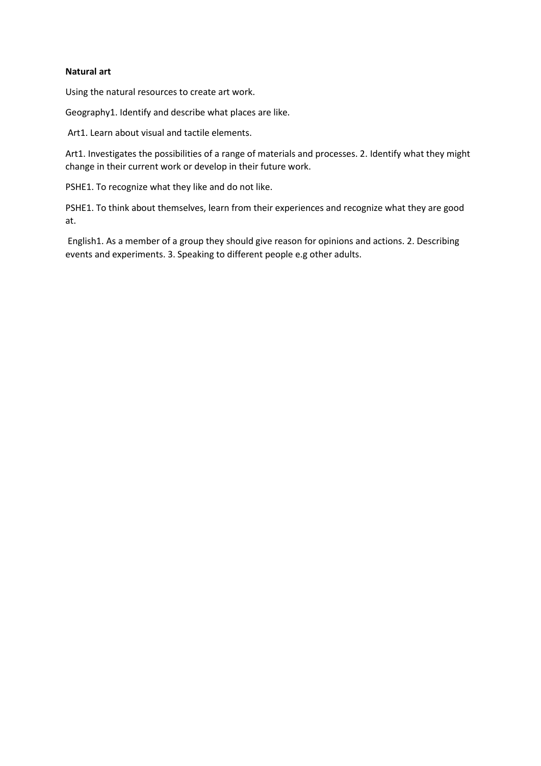**Natural art**

Using the natural resources to create art work.

Geography1. Identify and describe what places are like.

Art1. Learn about visual and tactile elements.

Art1. Investigates the possibilities of a range of materials and processes. 2. Identify what they might change in their current work or develop in their future work.

PSHE1. To recognize what they like and do not like.

PSHE1. To think about themselves, learn from their experiences and recognize what they are good at.

English1. As a member of a group they should give reason for opinions and actions. 2. Describing events and experiments. 3. Speaking to different people e.g other adults.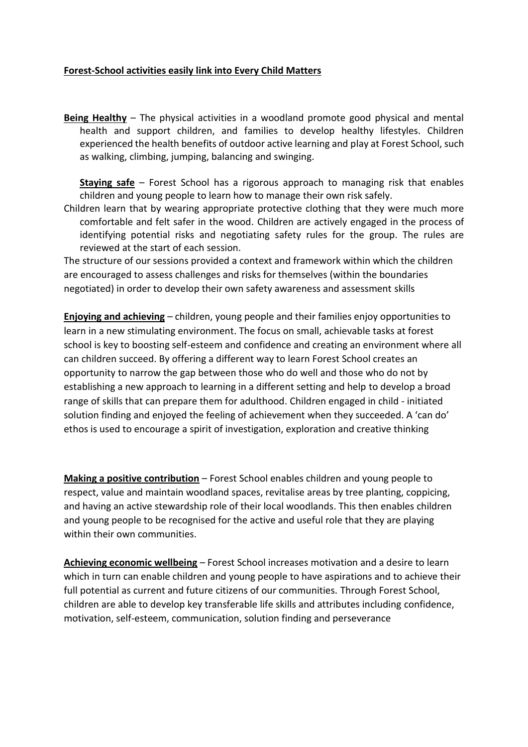**Forest-School activities easily link into Every Child Matters**

**Being Healthy** – The physical activities in a woodland promote good physical and mental health and support children, and families to develop healthy lifestyles. Children experienced the health benefits of outdoor active learning and play at Forest School, such as walking, climbing, jumping, balancing and swinging.

**Staying safe** – Forest School has a rigorous approach to managing risk that enables children and young people to learn how to manage their own risk safely.

Children learn that by wearing appropriate protective clothing that they were much more comfortable and felt safer in the wood. Children are actively engaged in the process of identifying potential risks and negotiating safety rules for the group. The rules are reviewed at the start of each session.

The structure of our sessions provided a context and framework within which the children are encouraged to assess challenges and risks for themselves (within the boundaries negotiated) in order to develop their own safety awareness and assessment skills

**Enjoying and achieving** – children, young people and their families enjoy opportunities to learn in a new stimulating environment. The focus on small, achievable tasks at forest school is key to boosting self-esteem and confidence and creating an environment where all can children succeed. By offering a different way to learn Forest School creates an opportunity to narrow the gap between those who do well and those who do not by establishing a new approach to learning in a different setting and help to develop a broad range of skills that can prepare them for adulthood. Children engaged in child - initiated solution finding and enjoyed the feeling of achievement when they succeeded. A 'can do' ethos is used to encourage a spirit of investigation, exploration and creative thinking

**Making a positive contribution** – Forest School enables children and young people to respect, value and maintain woodland spaces, revitalise areas by tree planting, coppicing, and having an active stewardship role of their local woodlands. This then enables children and young people to be recognised for the active and useful role that they are playing within their own communities.

**Achieving economic wellbeing** – Forest School increases motivation and a desire to learn which in turn can enable children and young people to have aspirations and to achieve their full potential as current and future citizens of our communities. Through Forest School, children are able to develop key transferable life skills and attributes including confidence, motivation, self-esteem, communication, solution finding and perseverance